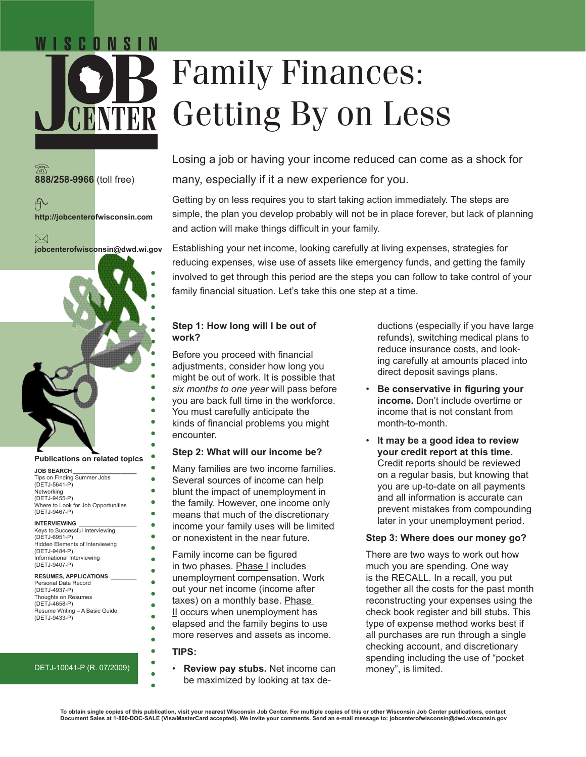WISCONSIN JOB CENTER

# Family Finances: Getting By on Less

888/258-9966 (toll free)

http://jobcenterofwisconsin.com

jobcenterofwisconsin@dwd.wi.gov

**Publications on related topics**

**JOB SEARCH**
Tips on Finding Summer Jobs (DETJ-5641-P)
Networking (DETJ-9455-P)
Where to Look for Job Opportunities (DETJ-9467-P)

**INTERVIEWING**
Keys to Successful Interviewing (DETJ-6951-P)
Hidden Elements of Interviewing (DETJ-9484-P)
Informational Interviewing (DETJ-9407-P)

**RESUMES, APPLICATIONS**
Personal Data Record (DETJ-4937-P)
Thoughts on Resumes (DETJ-4658-P)
Resume Writing – A Basic Guide (DETJ-9433-P)

DETJ-10041-P (R. 07/2009)

Losing a job or having your income reduced can come as a shock for many, especially if it a new experience for you.

Getting by on less requires you to start taking action immediately. The steps are simple, the plan you develop probably will not be in place forever, but lack of planning and action will make things difficult in your family.

Establishing your net income, looking carefully at living expenses, strategies for reducing expenses, wise use of assets like emergency funds, and getting the family involved to get through this period are the steps you can follow to take control of your family financial situation. Let's take this one step at a time.

### Step 1: How long will I be out of work?

Before you proceed with financial adjustments, consider how long you might be out of work. It is possible that *six months to one year* will pass before you are back full time in the workforce. You must carefully anticipate the kinds of financial problems you might encounter.

### Step 2: What will our income be?

Many families are two income families. Several sources of income can help blunt the impact of unemployment in the family. However, one income only means that much of the discretionary income your family uses will be limited or nonexistent in the near future.

Family income can be figured in two phases. Phase I includes unemployment compensation. Work out your net income (income after taxes) on a monthly base. Phase II occurs when unemployment has elapsed and the family begins to use more reserves and assets as income.

**TIPS:**

- **Review pay stubs.** Net income can be maximized by looking at tax deductions (especially if you have large refunds), switching medical plans to reduce insurance costs, and looking carefully at amounts placed into direct deposit savings plans.
- **Be conservative in figuring your income.** Don't include overtime or income that is not constant from month-to-month.
- **It may be a good idea to review your credit report at this time.** Credit reports should be reviewed on a regular basis, but knowing that you are up-to-date on all payments and all information is accurate can prevent mistakes from compounding later in your unemployment period.

### Step 3: Where does our money go?

There are two ways to work out how much you are spending. One way is the RECALL. In a recall, you put together all the costs for the past month reconstructing your expenses using the check book register and bill stubs. This type of expense method works best if all purchases are run through a single checking account, and discretionary spending including the use of "pocket money", is limited.

**To obtain single copies of this publication, visit your nearest Wisconsin Job Center. For multiple copies of this or other Wisconsin Job Center publications, contact Document Sales at 1-800-DOC-SALE (Visa/MasterCard accepted). We invite your comments. Send an e-mail message to: jobcenterofwisconsin@dwd.wisconsin.gov**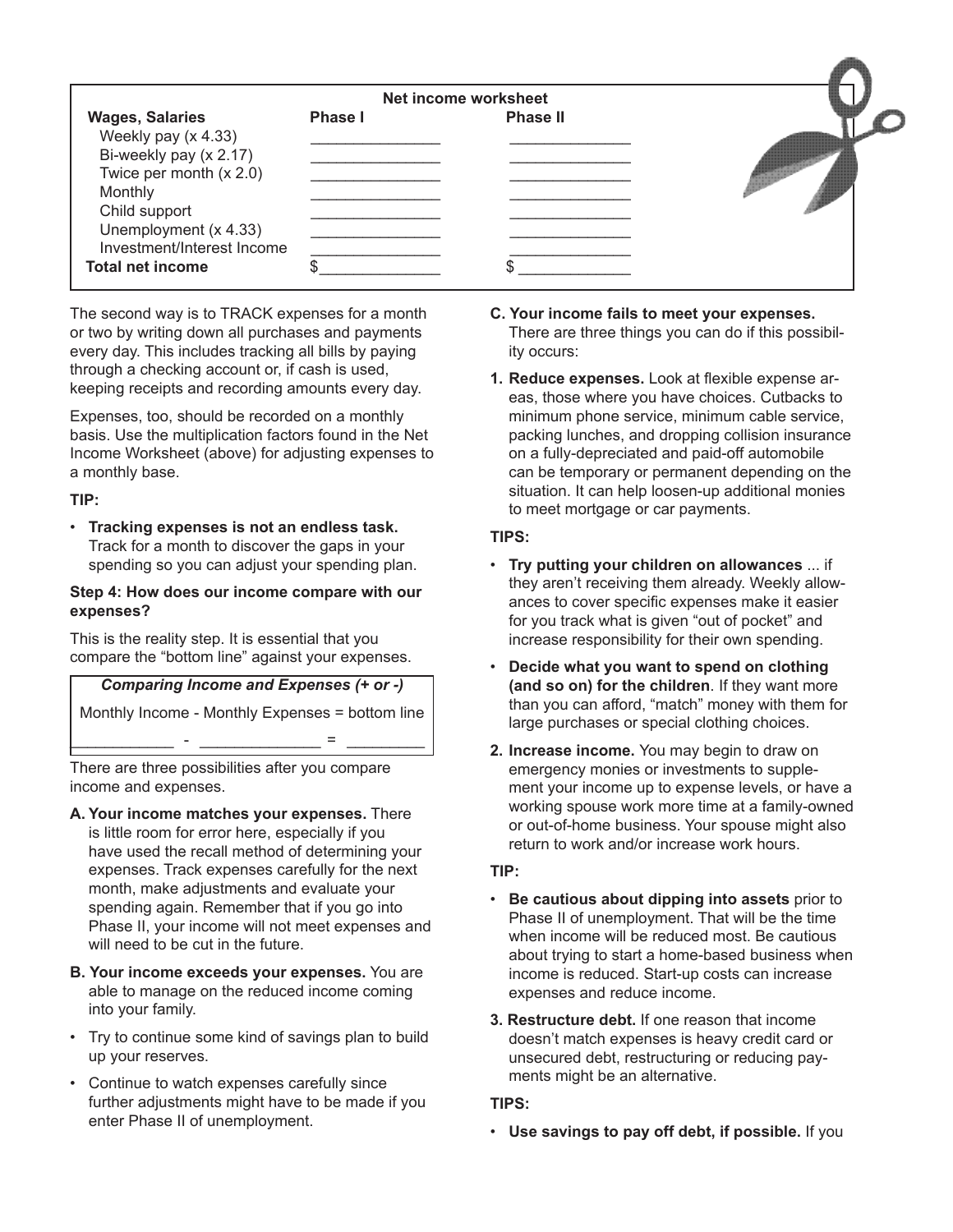| Net income worksheet | | |
|---|---|---|
| **Wages, Salaries** | **Phase I** | **Phase II** |
| Weekly pay (x 4.33) | ______________ | ______________ |
| Bi-weekly pay (x 2.17) | ______________ | ______________ |
| Twice per month (x 2.0) | ______________ | ______________ |
| Monthly | ______________ | ______________ |
| Child support | ______________ | ______________ |
| Unemployment (x 4.33) | ______________ | ______________ |
| Investment/Interest Income | ______________ | ______________ |
| **Total net income** | $______________ | $______________ |

The second way is to TRACK expenses for a month or two by writing down all purchases and payments every day. This includes tracking all bills by paying through a checking account or, if cash is used, keeping receipts and recording amounts every day.

Expenses, too, should be recorded on a monthly basis. Use the multiplication factors found in the Net Income Worksheet (above) for adjusting expenses to a monthly base.

**TIP:**

- **Tracking expenses is not an endless task.** Track for a month to discover the gaps in your spending so you can adjust your spending plan.

**Step 4: How does our income compare with our expenses?**

This is the reality step. It is essential that you compare the "bottom line" against your expenses.

| *Comparing Income and Expenses (+ or -)* |
|---|
| Monthly Income - Monthly Expenses = bottom line |
| ____________ - ______________ = _________ |

There are three possibilities after you compare income and expenses.

**A. Your income matches your expenses.** There is little room for error here, especially if you have used the recall method of determining your expenses. Track expenses carefully for the next month, make adjustments and evaluate your spending again. Remember that if you go into Phase II, your income will not meet expenses and will need to be cut in the future.

**B. Your income exceeds your expenses.** You are able to manage on the reduced income coming into your family.

- Try to continue some kind of savings plan to build up your reserves.
- Continue to watch expenses carefully since further adjustments might have to be made if you enter Phase II of unemployment.

**C. Your income fails to meet your expenses.** There are three things you can do if this possibility occurs:

**1. Reduce expenses.** Look at flexible expense areas, those where you have choices. Cutbacks to minimum phone service, minimum cable service, packing lunches, and dropping collision insurance on a fully-depreciated and paid-off automobile can be temporary or permanent depending on the situation. It can help loosen-up additional monies to meet mortgage or car payments.

**TIPS:**

- **Try putting your children on allowances** ... if they aren't receiving them already. Weekly allowances to cover specific expenses make it easier for you track what is given "out of pocket" and increase responsibility for their own spending.
- **Decide what you want to spend on clothing (and so on) for the children**. If they want more than you can afford, "match" money with them for large purchases or special clothing choices.

**2. Increase income.** You may begin to draw on emergency monies or investments to supplement your income up to expense levels, or have a working spouse work more time at a family-owned or out-of-home business. Your spouse might also return to work and/or increase work hours.

**TIP:**

- **Be cautious about dipping into assets** prior to Phase II of unemployment. That will be the time when income will be reduced most. Be cautious about trying to start a home-based business when income is reduced. Start-up costs can increase expenses and reduce income.

**3. Restructure debt.** If one reason that income doesn't match expenses is heavy credit card or unsecured debt, restructuring or reducing payments might be an alternative.

**TIPS:**

- **Use savings to pay off debt, if possible.** If you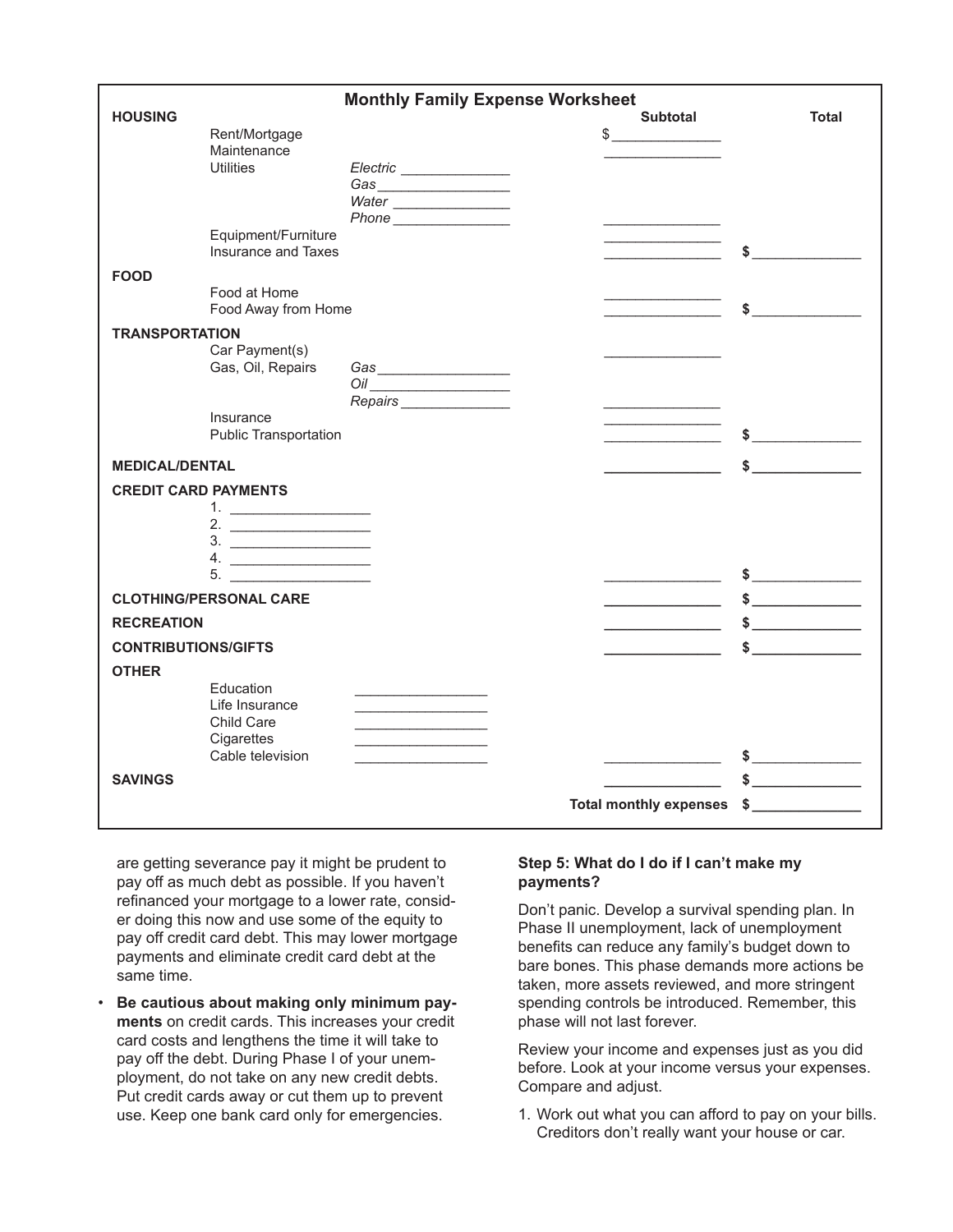**Monthly Family Expense Worksheet**

| | | | Subtotal | Total |
|---|---|---|---|---|
| **HOUSING** | | | | |
| | Rent/Mortgage | | $______________ | |
| | Maintenance | | ______________ | |
| | Utilities | *Electric* ______________ | | |
| | | *Gas* ______________ | | |
| | | *Water* ______________ | | |
| | | *Phone* ______________ | ______________ | |
| | Equipment/Furniture | | ______________ | |
| | Insurance and Taxes | | ______________ | $______________ |
| **FOOD** | | | | |
| | Food at Home | | ______________ | |
| | Food Away from Home | | ______________ | $______________ |
| **TRANSPORTATION** | | | | |
| | Car Payment(s) | | ______________ | |
| | Gas, Oil, Repairs | *Gas* ______________ | | |
| | | *Oil* ______________ | | |
| | | *Repairs* ______________ | ______________ | |
| | Insurance | | ______________ | |
| | Public Transportation | | ______________ | $______________ |
| **MEDICAL/DENTAL** | | | ______________ | $______________ |
| **CREDIT CARD PAYMENTS** | | | | |
| | 1. ______________ | | | |
| | 2. ______________ | | | |
| | 3. ______________ | | | |
| | 4. ______________ | | | |
| | 5. ______________ | | ______________ | $______________ |
| **CLOTHING/PERSONAL CARE** | | | ______________ | $______________ |
| **RECREATION** | | | ______________ | $______________ |
| **CONTRIBUTIONS/GIFTS** | | | ______________ | $______________ |
| **OTHER** | | | | |
| | Education | ______________ | | |
| | Life Insurance | ______________ | | |
| | Child Care | ______________ | | |
| | Cigarettes | ______________ | | |
| | Cable television | ______________ | ______________ | $______________ |
| **SAVINGS** | | | ______________ | $______________ |
| | | | **Total monthly expenses** | $______________ |

are getting severance pay it might be prudent to pay off as much debt as possible. If you haven't refinanced your mortgage to a lower rate, consider doing this now and use some of the equity to pay off credit card debt. This may lower mortgage payments and eliminate credit card debt at the same time.

- **Be cautious about making only minimum payments** on credit cards. This increases your credit card costs and lengthens the time it will take to pay off the debt. During Phase I of your unemployment, do not take on any new credit debts. Put credit cards away or cut them up to prevent use. Keep one bank card only for emergencies.

**Step 5: What do I do if I can't make my payments?**

Don't panic. Develop a survival spending plan. In Phase II unemployment, lack of unemployment benefits can reduce any family's budget down to bare bones. This phase demands more actions be taken, more assets reviewed, and more stringent spending controls be introduced. Remember, this phase will not last forever.

Review your income and expenses just as you did before. Look at your income versus your expenses. Compare and adjust.

1. Work out what you can afford to pay on your bills. Creditors don't really want your house or car.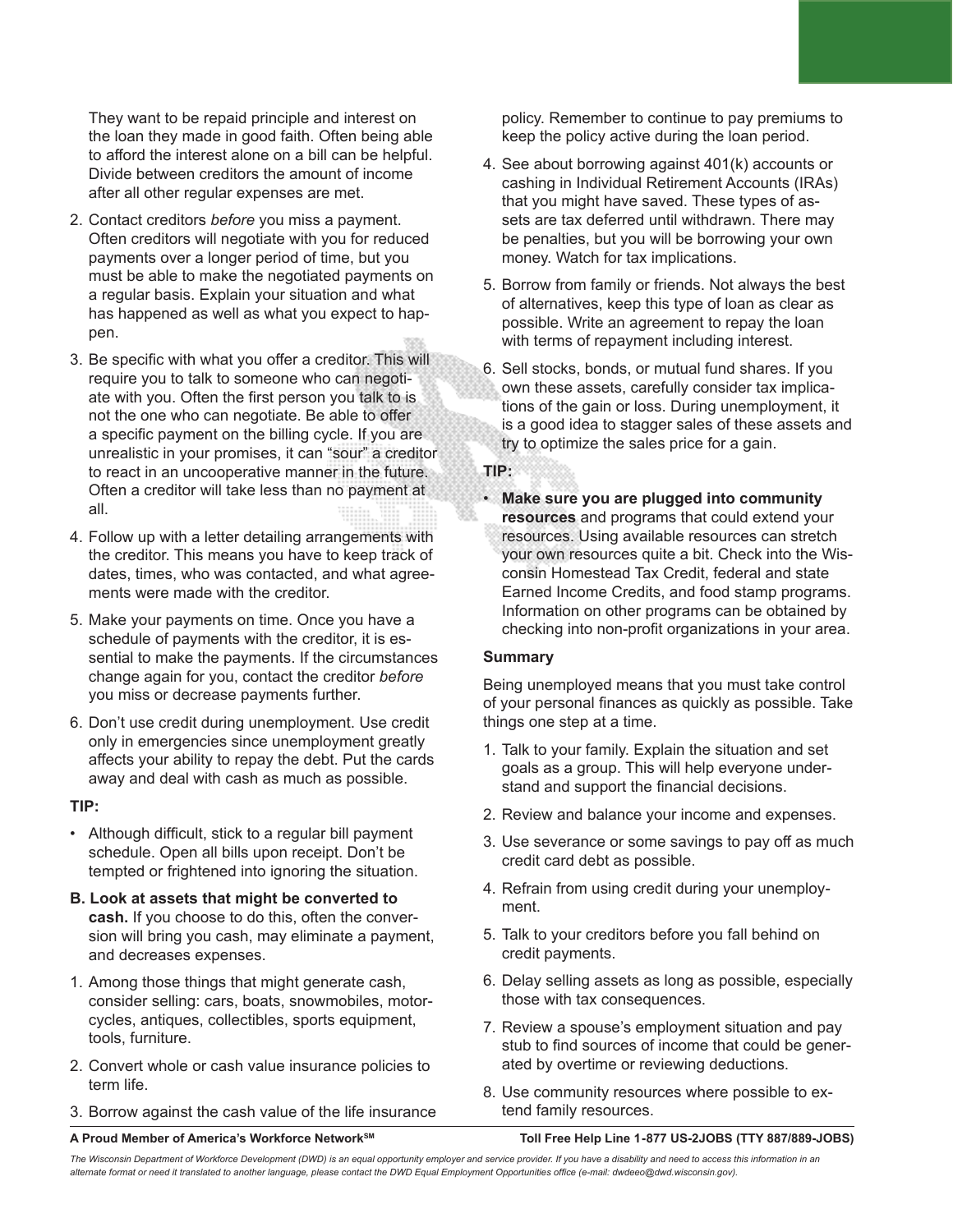They want to be repaid principle and interest on the loan they made in good faith. Often being able to afford the interest alone on a bill can be helpful. Divide between creditors the amount of income after all other regular expenses are met.

2. Contact creditors *before* you miss a payment. Often creditors will negotiate with you for reduced payments over a longer period of time, but you must be able to make the negotiated payments on a regular basis. Explain your situation and what has happened as well as what you expect to happen.
3. Be specific with what you offer a creditor. This will require you to talk to someone who can negotiate with you. Often the first person you talk to is not the one who can negotiate. Be able to offer a specific payment on the billing cycle. If you are unrealistic in your promises, it can "sour" a creditor to react in an uncooperative manner in the future. Often a creditor will take less than no payment at all.
4. Follow up with a letter detailing arrangements with the creditor. This means you have to keep track of dates, times, who was contacted, and what agreements were made with the creditor.
5. Make your payments on time. Once you have a schedule of payments with the creditor, it is essential to make the payments. If the circumstances change again for you, contact the creditor *before* you miss or decrease payments further.
6. Don't use credit during unemployment. Use credit only in emergencies since unemployment greatly affects your ability to repay the debt. Put the cards away and deal with cash as much as possible.

**TIP:**

- Although difficult, stick to a regular bill payment schedule. Open all bills upon receipt. Don't be tempted or frightened into ignoring the situation.

**B. Look at assets that might be converted to cash.** If you choose to do this, often the conversion will bring you cash, may eliminate a payment, and decreases expenses.

1. Among those things that might generate cash, consider selling: cars, boats, snowmobiles, motorcycles, antiques, collectibles, sports equipment, tools, furniture.
2. Convert whole or cash value insurance policies to term life.
3. Borrow against the cash value of the life insurance policy. Remember to continue to pay premiums to keep the policy active during the loan period.
4. See about borrowing against 401(k) accounts or cashing in Individual Retirement Accounts (IRAs) that you might have saved. These types of assets are tax deferred until withdrawn. There may be penalties, but you will be borrowing your own money. Watch for tax implications.
5. Borrow from family or friends. Not always the best of alternatives, keep this type of loan as clear as possible. Write an agreement to repay the loan with terms of repayment including interest.
6. Sell stocks, bonds, or mutual fund shares. If you own these assets, carefully consider tax implications of the gain or loss. During unemployment, it is a good idea to stagger sales of these assets and try to optimize the sales price for a gain.

**TIP:**

- **Make sure you are plugged into community resources** and programs that could extend your resources. Using available resources can stretch your own resources quite a bit. Check into the Wisconsin Homestead Tax Credit, federal and state Earned Income Credits, and food stamp programs. Information on other programs can be obtained by checking into non-profit organizations in your area.

**Summary**

Being unemployed means that you must take control of your personal finances as quickly as possible. Take things one step at a time.

1. Talk to your family. Explain the situation and set goals as a group. This will help everyone understand and support the financial decisions.
2. Review and balance your income and expenses.
3. Use severance or some savings to pay off as much credit card debt as possible.
4. Refrain from using credit during your unemployment.
5. Talk to your creditors before you fall behind on credit payments.
6. Delay selling assets as long as possible, especially those with tax consequences.
7. Review a spouse's employment situation and pay stub to find sources of income that could be generated by overtime or reviewing deductions.
8. Use community resources where possible to extend family resources.

**A Proud Member of America's Workforce Network[SM]** **Toll Free Help Line 1-877 US-2JOBS (TTY 887/889-JOBS)**

*The Wisconsin Department of Workforce Development (DWD) is an equal opportunity employer and service provider. If you have a disability and need to access this information in an alternate format or need it translated to another language, please contact the DWD Equal Employment Opportunities office (e-mail: dwdeeo@dwd.wisconsin.gov).*